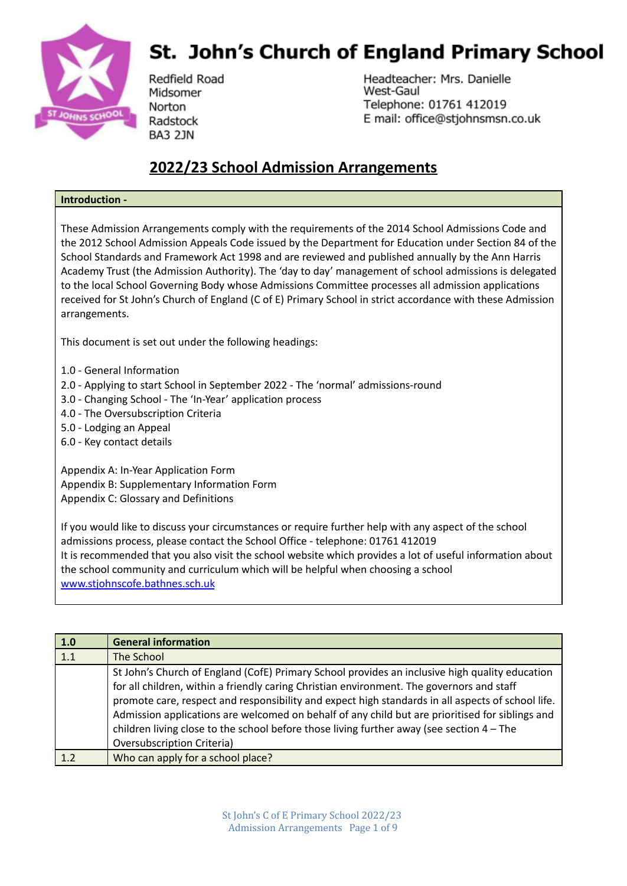# St. John's Church of England Primary School

Redfield Road
Midsomer
Norton
Radstock
BA3 2JN

Headteacher: Mrs. Danielle West-Gaul
Telephone: 01761 412019
E mail: office@stjohnsmsn.co.uk

## 2022/23 School Admission Arrangements

**Introduction -**

These Admission Arrangements comply with the requirements of the 2014 School Admissions Code and the 2012 School Admission Appeals Code issued by the Department for Education under Section 84 of the School Standards and Framework Act 1998 and are reviewed and published annually by the Ann Harris Academy Trust (the Admission Authority). The 'day to day' management of school admissions is delegated to the local School Governing Body whose Admissions Committee processes all admission applications received for St John's Church of England (C of E) Primary School in strict accordance with these Admission arrangements.

This document is set out under the following headings:

1.0 - General Information
2.0 - Applying to start School in September 2022 - The 'normal' admissions-round
3.0 - Changing School - The 'In-Year' application process
4.0 - The Oversubscription Criteria
5.0 - Lodging an Appeal
6.0 - Key contact details

Appendix A: In-Year Application Form
Appendix B: Supplementary Information Form
Appendix C: Glossary and Definitions

If you would like to discuss your circumstances or require further help with any aspect of the school admissions process, please contact the School Office - telephone: 01761 412019
It is recommended that you also visit the school website which provides a lot of useful information about the school community and curriculum which will be helpful when choosing a school
[www.stjohnscofe.bathnes.sch.uk](http://www.stjohnscofe.bathnes.sch.uk)

| **1.0** | **General information** |
|---|---|
| 1.1 | The School |
| | St John's Church of England (CofE) Primary School provides an inclusive high quality education for all children, within a friendly caring Christian environment. The governors and staff promote care, respect and responsibility and expect high standards in all aspects of school life. Admission applications are welcomed on behalf of any child but are prioritised for siblings and children living close to the school before those living further away (see section 4 – The Oversubscription Criteria) |
| 1.2 | Who can apply for a school place? |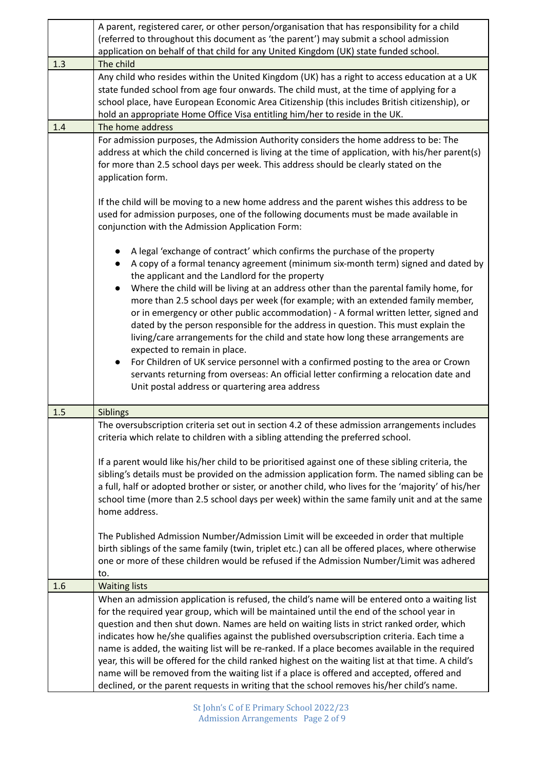A parent, registered carer, or other person/organisation that has responsibility for a child (referred to throughout this document as 'the parent') may submit a school admission application on behalf of that child for any United Kingdom (UK) state funded school.

## 1.3 The child

Any child who resides within the United Kingdom (UK) has a right to access education at a UK state funded school from age four onwards. The child must, at the time of applying for a school place, have European Economic Area Citizenship (this includes British citizenship), or hold an appropriate Home Office Visa entitling him/her to reside in the UK.

## 1.4 The home address

For admission purposes, the Admission Authority considers the home address to be: The address at which the child concerned is living at the time of application, with his/her parent(s) for more than 2.5 school days per week. This address should be clearly stated on the application form.

If the child will be moving to a new home address and the parent wishes this address to be used for admission purposes, one of the following documents must be made available in conjunction with the Admission Application Form:

- A legal 'exchange of contract' which confirms the purchase of the property
- A copy of a formal tenancy agreement (minimum six-month term) signed and dated by the applicant and the Landlord for the property
- Where the child will be living at an address other than the parental family home, for more than 2.5 school days per week (for example; with an extended family member, or in emergency or other public accommodation) - A formal written letter, signed and dated by the person responsible for the address in question. This must explain the living/care arrangements for the child and state how long these arrangements are expected to remain in place.
- For Children of UK service personnel with a confirmed posting to the area or Crown servants returning from overseas: An official letter confirming a relocation date and Unit postal address or quartering area address

## 1.5 Siblings

The oversubscription criteria set out in section 4.2 of these admission arrangements includes criteria which relate to children with a sibling attending the preferred school.

If a parent would like his/her child to be prioritised against one of these sibling criteria, the sibling's details must be provided on the admission application form. The named sibling can be a full, half or adopted brother or sister, or another child, who lives for the 'majority' of his/her school time (more than 2.5 school days per week) within the same family unit and at the same home address.

The Published Admission Number/Admission Limit will be exceeded in order that multiple birth siblings of the same family (twin, triplet etc.) can all be offered places, where otherwise one or more of these children would be refused if the Admission Number/Limit was adhered to.

## 1.6 Waiting lists

When an admission application is refused, the child's name will be entered onto a waiting list for the required year group, which will be maintained until the end of the school year in question and then shut down. Names are held on waiting lists in strict ranked order, which indicates how he/she qualifies against the published oversubscription criteria. Each time a name is added, the waiting list will be re-ranked. If a place becomes available in the required year, this will be offered for the child ranked highest on the waiting list at that time. A child's name will be removed from the waiting list if a place is offered and accepted, offered and declined, or the parent requests in writing that the school removes his/her child's name.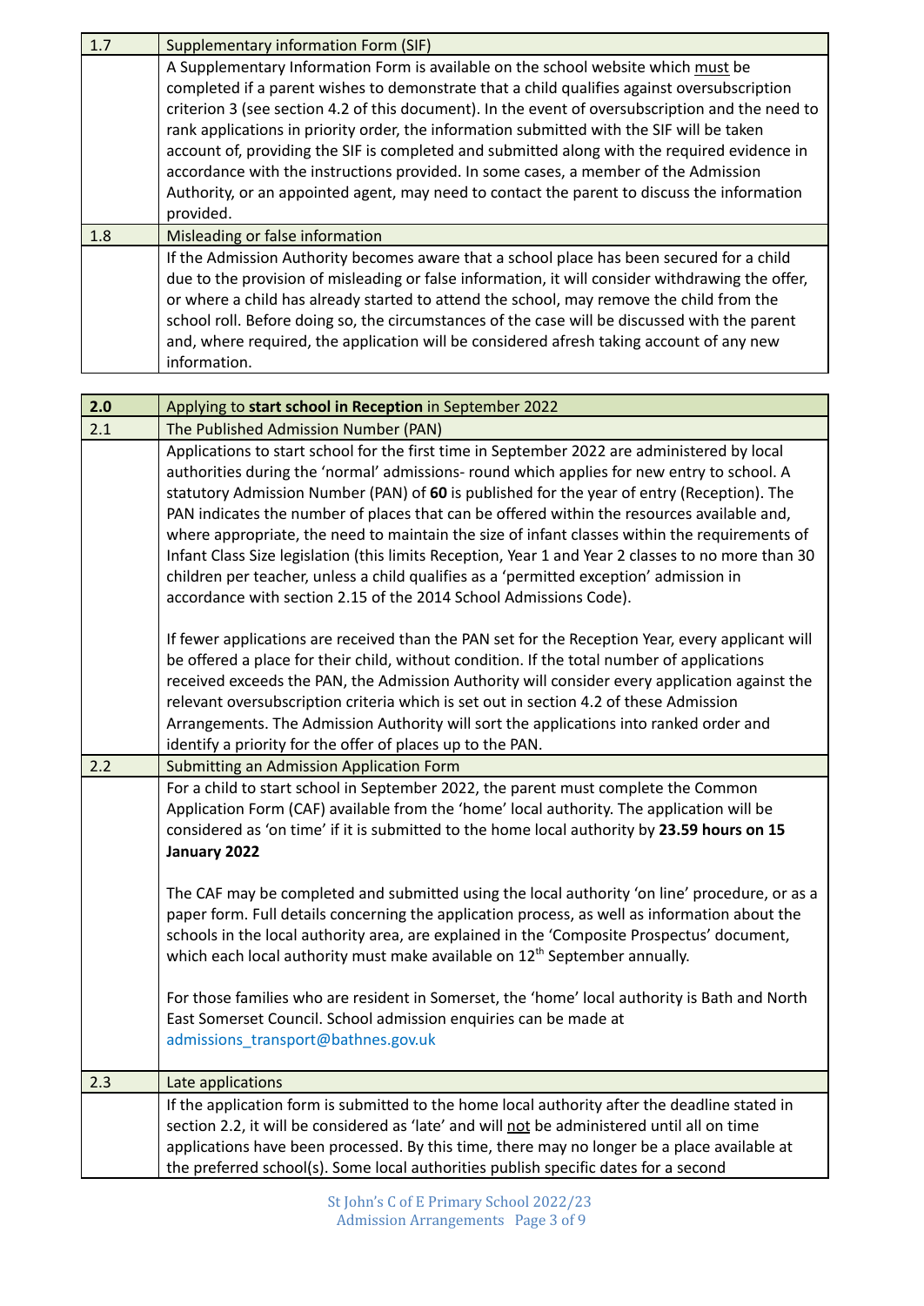| 1.7 | Supplementary information Form (SIF) |
|---|---|
| | A Supplementary Information Form is available on the school website which must be completed if a parent wishes to demonstrate that a child qualifies against oversubscription criterion 3 (see section 4.2 of this document). In the event of oversubscription and the need to rank applications in priority order, the information submitted with the SIF will be taken account of, providing the SIF is completed and submitted along with the required evidence in accordance with the instructions provided. In some cases, a member of the Admission Authority, or an appointed agent, may need to contact the parent to discuss the information provided. |
| 1.8 | Misleading or false information |
| | If the Admission Authority becomes aware that a school place has been secured for a child due to the provision of misleading or false information, it will consider withdrawing the offer, or where a child has already started to attend the school, may remove the child from the school roll. Before doing so, the circumstances of the case will be discussed with the parent and, where required, the application will be considered afresh taking account of any new information. |

| **2.0** | Applying to **start school in Reception** in September 2022 |
|---|---|
| 2.1 | The Published Admission Number (PAN) |
| | Applications to start school for the first time in September 2022 are administered by local authorities during the 'normal' admissions- round which applies for new entry to school. A statutory Admission Number (PAN) of **60** is published for the year of entry (Reception). The PAN indicates the number of places that can be offered within the resources available and, where appropriate, the need to maintain the size of infant classes within the requirements of Infant Class Size legislation (this limits Reception, Year 1 and Year 2 classes to no more than 30 children per teacher, unless a child qualifies as a 'permitted exception' admission in accordance with section 2.15 of the 2014 School Admissions Code).<br><br>If fewer applications are received than the PAN set for the Reception Year, every applicant will be offered a place for their child, without condition. If the total number of applications received exceeds the PAN, the Admission Authority will consider every application against the relevant oversubscription criteria which is set out in section 4.2 of these Admission Arrangements. The Admission Authority will sort the applications into ranked order and identify a priority for the offer of places up to the PAN. |
| 2.2 | Submitting an Admission Application Form |
| | For a child to start school in September 2022, the parent must complete the Common Application Form (CAF) available from the 'home' local authority. The application will be considered as 'on time' if it is submitted to the home local authority by **23.59 hours on 15 January 2022**<br><br>The CAF may be completed and submitted using the local authority 'on line' procedure, or as a paper form. Full details concerning the application process, as well as information about the schools in the local authority area, are explained in the 'Composite Prospectus' document, which each local authority must make available on 12th September annually.<br><br>For those families who are resident in Somerset, the 'home' local authority is Bath and North East Somerset Council. School admission enquiries can be made at admissions_transport@bathnes.gov.uk |
| 2.3 | Late applications |
| | If the application form is submitted to the home local authority after the deadline stated in section 2.2, it will be considered as 'late' and will not be administered until all on time applications have been processed. By this time, there may no longer be a place available at the preferred school(s). Some local authorities publish specific dates for a second |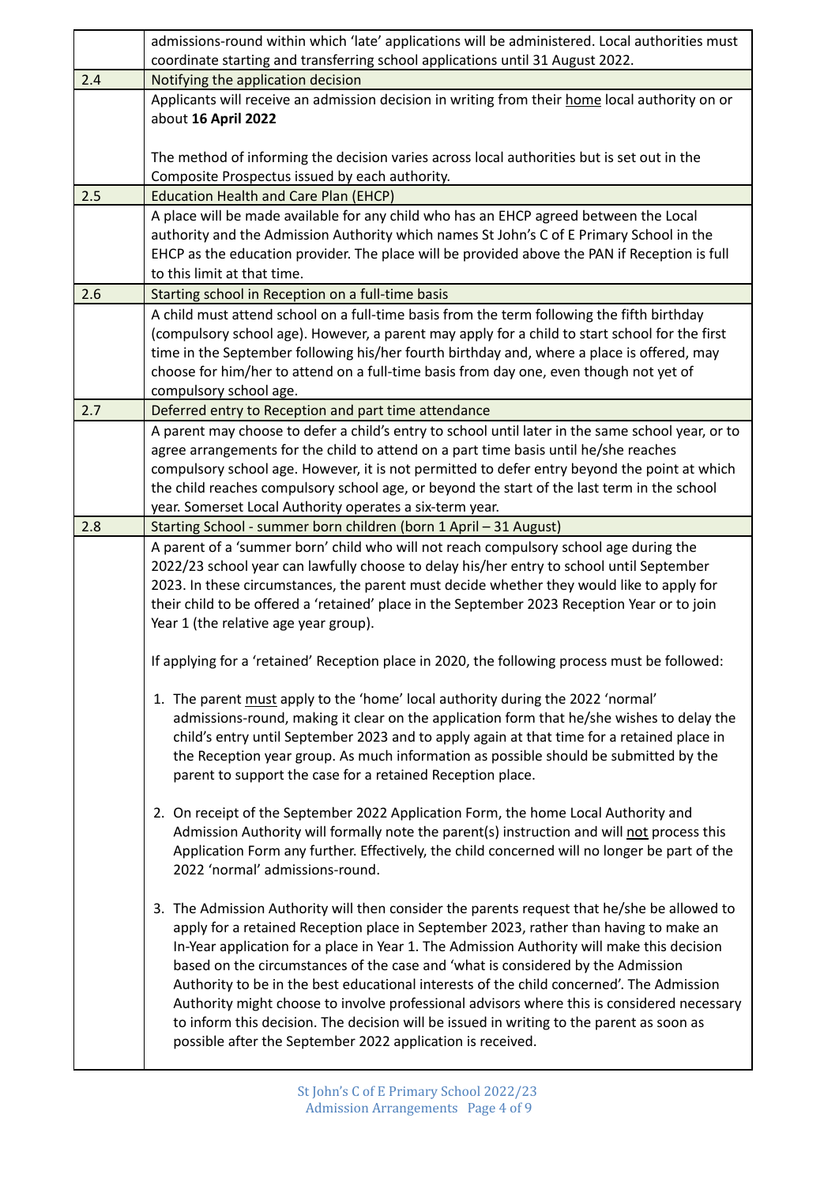| | |
|---|---|
| | admissions-round within which 'late' applications will be administered. Local authorities must coordinate starting and transferring school applications until 31 August 2022. |
| 2.4 | Notifying the application decision |
| | Applicants will receive an admission decision in writing from their home local authority on or about **16 April 2022**<br><br>The method of informing the decision varies across local authorities but is set out in the Composite Prospectus issued by each authority. |
| 2.5 | Education Health and Care Plan (EHCP) |
| | A place will be made available for any child who has an EHCP agreed between the Local authority and the Admission Authority which names St John's C of E Primary School in the EHCP as the education provider. The place will be provided above the PAN if Reception is full to this limit at that time. |
| 2.6 | Starting school in Reception on a full-time basis |
| | A child must attend school on a full-time basis from the term following the fifth birthday (compulsory school age). However, a parent may apply for a child to start school for the first time in the September following his/her fourth birthday and, where a place is offered, may choose for him/her to attend on a full-time basis from day one, even though not yet of compulsory school age. |
| 2.7 | Deferred entry to Reception and part time attendance |
| | A parent may choose to defer a child's entry to school until later in the same school year, or to agree arrangements for the child to attend on a part time basis until he/she reaches compulsory school age. However, it is not permitted to defer entry beyond the point at which the child reaches compulsory school age, or beyond the start of the last term in the school year. Somerset Local Authority operates a six-term year. |
| 2.8 | Starting School - summer born children (born 1 April – 31 August) |
| | A parent of a 'summer born' child who will not reach compulsory school age during the 2022/23 school year can lawfully choose to delay his/her entry to school until September 2023. In these circumstances, the parent must decide whether they would like to apply for their child to be offered a 'retained' place in the September 2023 Reception Year or to join Year 1 (the relative age year group).<br><br>If applying for a 'retained' Reception place in 2020, the following process must be followed:<br><br>1. The parent must apply to the 'home' local authority during the 2022 'normal' admissions-round, making it clear on the application form that he/she wishes to delay the child's entry until September 2023 and to apply again at that time for a retained place in the Reception year group. As much information as possible should be submitted by the parent to support the case for a retained Reception place.<br><br>2. On receipt of the September 2022 Application Form, the home Local Authority and Admission Authority will formally note the parent(s) instruction and will not process this Application Form any further. Effectively, the child concerned will no longer be part of the 2022 'normal' admissions-round.<br><br>3. The Admission Authority will then consider the parents request that he/she be allowed to apply for a retained Reception place in September 2023, rather than having to make an In-Year application for a place in Year 1. The Admission Authority will make this decision based on the circumstances of the case and 'what is considered by the Admission Authority to be in the best educational interests of the child concerned'. The Admission Authority might choose to involve professional advisors where this is considered necessary to inform this decision. The decision will be issued in writing to the parent as soon as possible after the September 2022 application is received. |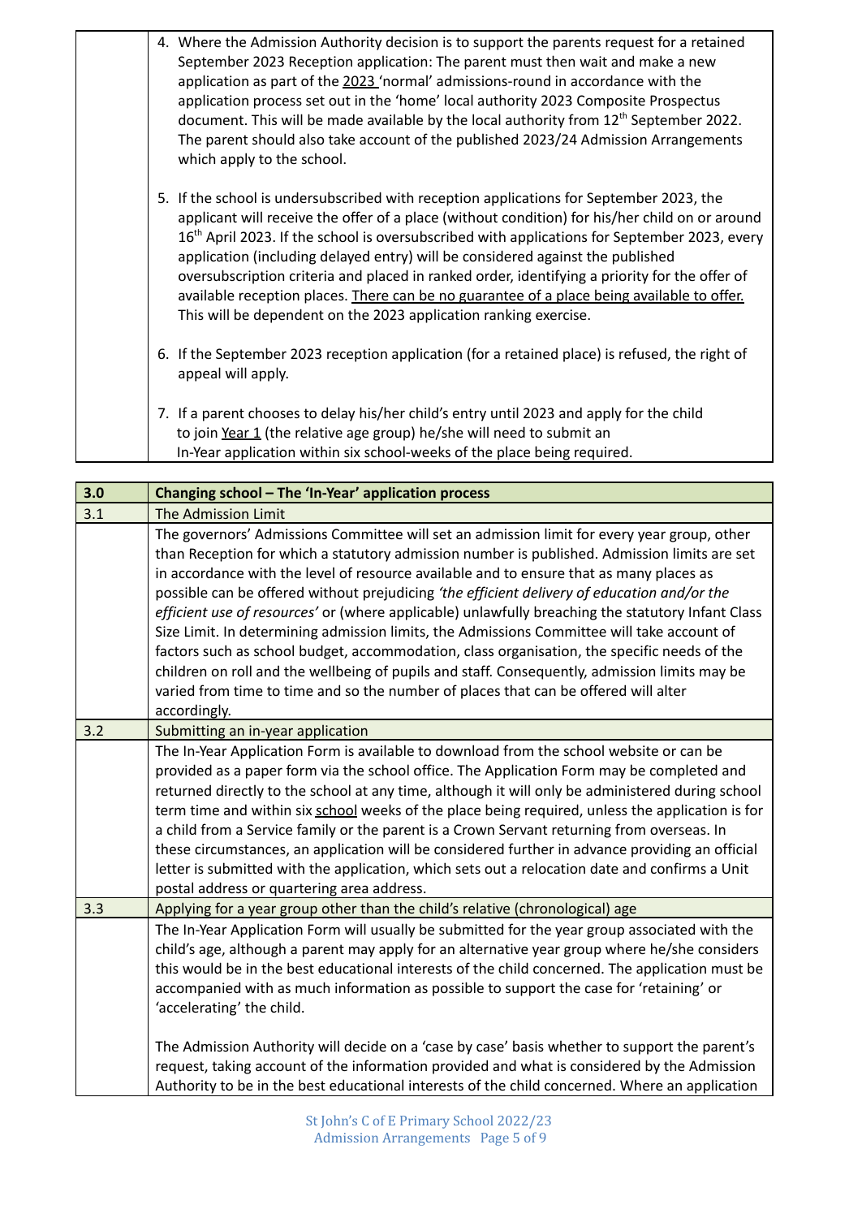4. Where the Admission Authority decision is to support the parents request for a retained September 2023 Reception application: The parent must then wait and make a new application as part of the 2023 'normal' admissions-round in accordance with the application process set out in the 'home' local authority 2023 Composite Prospectus document. This will be made available by the local authority from 12th September 2022. The parent should also take account of the published 2023/24 Admission Arrangements which apply to the school.

5. If the school is undersubscribed with reception applications for September 2023, the applicant will receive the offer of a place (without condition) for his/her child on or around 16th April 2023. If the school is oversubscribed with applications for September 2023, every application (including delayed entry) will be considered against the published oversubscription criteria and placed in ranked order, identifying a priority for the offer of available reception places. There can be no guarantee of a place being available to offer. This will be dependent on the 2023 application ranking exercise.

6. If the September 2023 reception application (for a retained place) is refused, the right of appeal will apply.

7. If a parent chooses to delay his/her child's entry until 2023 and apply for the child to join Year 1 (the relative age group) he/she will need to submit an In-Year application within six school-weeks of the place being required.

| **3.0** | **Changing school – The 'In-Year' application process** |
|---|---|
| 3.1 | The Admission Limit |
| | The governors' Admissions Committee will set an admission limit for every year group, other than Reception for which a statutory admission number is published. Admission limits are set in accordance with the level of resource available and to ensure that as many places as possible can be offered without prejudicing *'the efficient delivery of education and/or the efficient use of resources'* or (where applicable) unlawfully breaching the statutory Infant Class Size Limit. In determining admission limits, the Admissions Committee will take account of factors such as school budget, accommodation, class organisation, the specific needs of the children on roll and the wellbeing of pupils and staff. Consequently, admission limits may be varied from time to time and so the number of places that can be offered will alter accordingly. |
| 3.2 | Submitting an in-year application |
| | The In-Year Application Form is available to download from the school website or can be provided as a paper form via the school office. The Application Form may be completed and returned directly to the school at any time, although it will only be administered during school term time and within six school weeks of the place being required, unless the application is for a child from a Service family or the parent is a Crown Servant returning from overseas. In these circumstances, an application will be considered further in advance providing an official letter is submitted with the application, which sets out a relocation date and confirms a Unit postal address or quartering area address. |
| 3.3 | Applying for a year group other than the child's relative (chronological) age |
| | The In-Year Application Form will usually be submitted for the year group associated with the child's age, although a parent may apply for an alternative year group where he/she considers this would be in the best educational interests of the child concerned. The application must be accompanied with as much information as possible to support the case for 'retaining' or 'accelerating' the child.<br><br>The Admission Authority will decide on a 'case by case' basis whether to support the parent's request, taking account of the information provided and what is considered by the Admission Authority to be in the best educational interests of the child concerned. Where an application |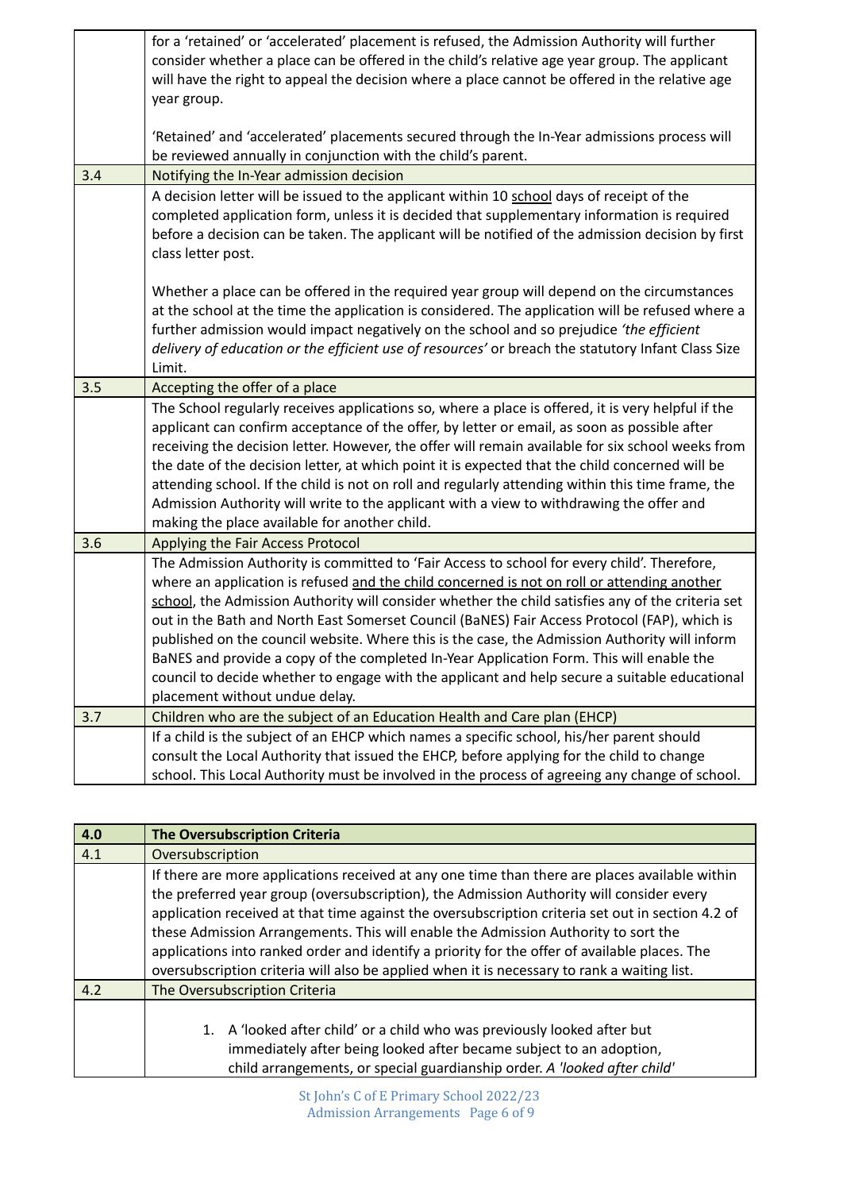| | |
|---|---|
| | for a 'retained' or 'accelerated' placement is refused, the Admission Authority will further consider whether a place can be offered in the child's relative age year group. The applicant will have the right to appeal the decision where a place cannot be offered in the relative age year group.<br><br>'Retained' and 'accelerated' placements secured through the In-Year admissions process will be reviewed annually in conjunction with the child's parent. |
| 3.4 | Notifying the In-Year admission decision |
| | A decision letter will be issued to the applicant within 10 <u>school</u> days of receipt of the completed application form, unless it is decided that supplementary information is required before a decision can be taken. The applicant will be notified of the admission decision by first class letter post.<br><br>Whether a place can be offered in the required year group will depend on the circumstances at the school at the time the application is considered. The application will be refused where a further admission would impact negatively on the school and so prejudice *'the efficient delivery of education or the efficient use of resources'* or breach the statutory Infant Class Size Limit. |
| 3.5 | Accepting the offer of a place |
| | The School regularly receives applications so, where a place is offered, it is very helpful if the applicant can confirm acceptance of the offer, by letter or email, as soon as possible after receiving the decision letter. However, the offer will remain available for six school weeks from the date of the decision letter, at which point it is expected that the child concerned will be attending school. If the child is not on roll and regularly attending within this time frame, the Admission Authority will write to the applicant with a view to withdrawing the offer and making the place available for another child. |
| 3.6 | Applying the Fair Access Protocol |
| | The Admission Authority is committed to 'Fair Access to school for every child'. Therefore, where an application is refused <u>and the child concerned is not on roll or attending another school</u>, the Admission Authority will consider whether the child satisfies any of the criteria set out in the Bath and North East Somerset Council (BaNES) Fair Access Protocol (FAP), which is published on the council website. Where this is the case, the Admission Authority will inform BaNES and provide a copy of the completed In-Year Application Form. This will enable the council to decide whether to engage with the applicant and help secure a suitable educational placement without undue delay. |
| 3.7 | Children who are the subject of an Education Health and Care plan (EHCP) |
| | If a child is the subject of an EHCP which names a specific school, his/her parent should consult the Local Authority that issued the EHCP, before applying for the child to change school. This Local Authority must be involved in the process of agreeing any change of school. |

| **4.0** | **The Oversubscription Criteria** |
|---|---|
| 4.1 | Oversubscription |
| | If there are more applications received at any one time than there are places available within the preferred year group (oversubscription), the Admission Authority will consider every application received at that time against the oversubscription criteria set out in section 4.2 of these Admission Arrangements. This will enable the Admission Authority to sort the applications into ranked order and identify a priority for the offer of available places. The oversubscription criteria will also be applied when it is necessary to rank a waiting list. |
| 4.2 | The Oversubscription Criteria |
| | 1. A 'looked after child' or a child who was previously looked after but immediately after being looked after became subject to an adoption, child arrangements, or special guardianship order. *A 'looked after child'* |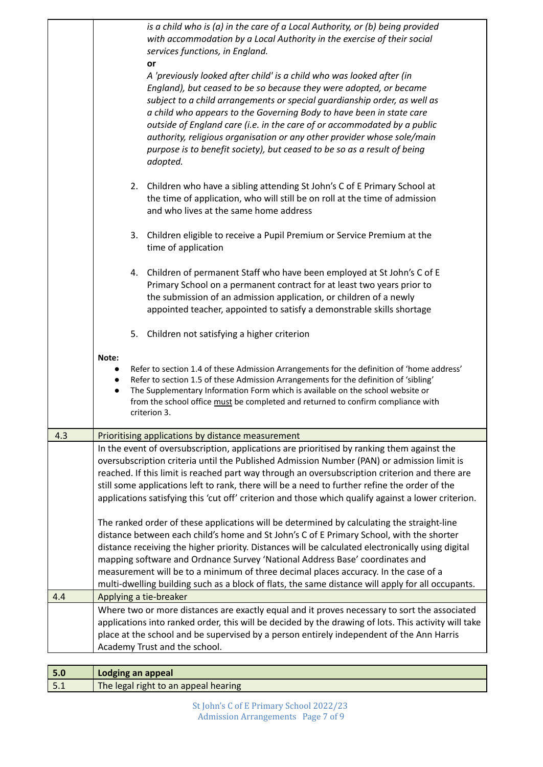*is a child who is (a) in the care of a Local Authority, or (b) being provided with accommodation by a Local Authority in the exercise of their social services functions, in England.*

**or**

*A 'previously looked after child' is a child who was looked after (in England), but ceased to be so because they were adopted, or became subject to a child arrangements or special guardianship order, as well as a child who appears to the Governing Body to have been in state care outside of England care (i.e. in the care of or accommodated by a public authority, religious organisation or any other provider whose sole/main purpose is to benefit society), but ceased to be so as a result of being adopted.*

2. Children who have a sibling attending St John's C of E Primary School at the time of application, who will still be on roll at the time of admission and who lives at the same home address

3. Children eligible to receive a Pupil Premium or Service Premium at the time of application

4. Children of permanent Staff who have been employed at St John's C of E Primary School on a permanent contract for at least two years prior to the submission of an admission application, or children of a newly appointed teacher, appointed to satisfy a demonstrable skills shortage

5. Children not satisfying a higher criterion

**Note:**

- Refer to section 1.4 of these Admission Arrangements for the definition of 'home address'
- Refer to section 1.5 of these Admission Arrangements for the definition of 'sibling'
- The Supplementary Information Form which is available on the school website or from the school office <u>must</u> be completed and returned to confirm compliance with criterion 3.

| 4.3 | Prioritising applications by distance measurement |
|---|---|
| | In the event of oversubscription, applications are prioritised by ranking them against the oversubscription criteria until the Published Admission Number (PAN) or admission limit is reached. If this limit is reached part way through an oversubscription criterion and there are still some applications left to rank, there will be a need to further refine the order of the applications satisfying this 'cut off' criterion and those which qualify against a lower criterion.<br><br>The ranked order of these applications will be determined by calculating the straight-line distance between each child's home and St John's C of E Primary School, with the shorter distance receiving the higher priority. Distances will be calculated electronically using digital mapping software and Ordnance Survey 'National Address Base' coordinates and measurement will be to a minimum of three decimal places accuracy. In the case of a multi-dwelling building such as a block of flats, the same distance will apply for all occupants. |
| 4.4 | Applying a tie-breaker |
| | Where two or more distances are exactly equal and it proves necessary to sort the associated applications into ranked order, this will be decided by the drawing of lots. This activity will take place at the school and be supervised by a person entirely independent of the Ann Harris Academy Trust and the school. |

| **5.0** | **Lodging an appeal** |
|---|---|
| 5.1 | The legal right to an appeal hearing |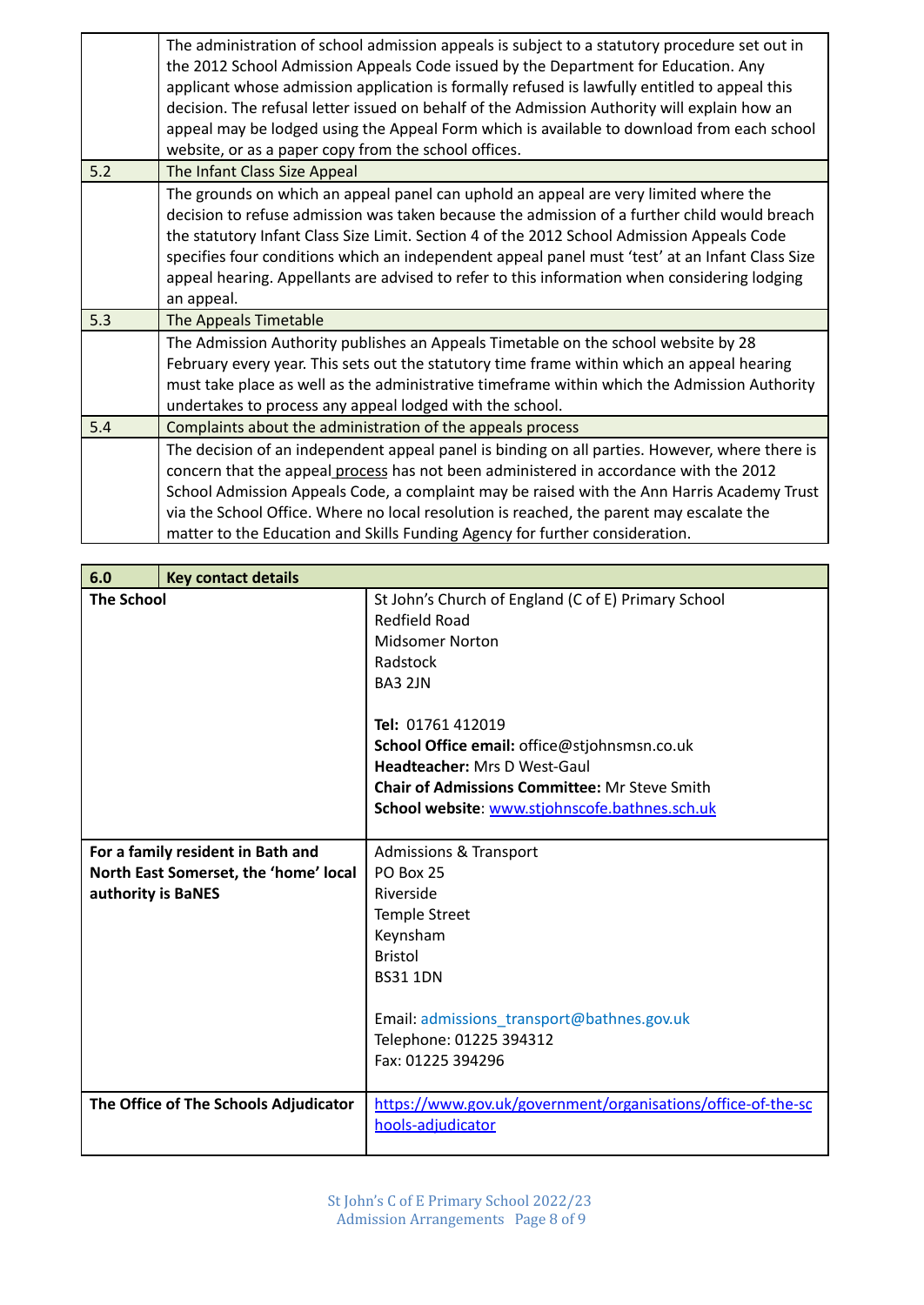| | |
|---|---|
| | The administration of school admission appeals is subject to a statutory procedure set out in the 2012 School Admission Appeals Code issued by the Department for Education. Any applicant whose admission application is formally refused is lawfully entitled to appeal this decision. The refusal letter issued on behalf of the Admission Authority will explain how an appeal may be lodged using the Appeal Form which is available to download from each school website, or as a paper copy from the school offices. |
| 5.2 | The Infant Class Size Appeal |
| | The grounds on which an appeal panel can uphold an appeal are very limited where the decision to refuse admission was taken because the admission of a further child would breach the statutory Infant Class Size Limit. Section 4 of the 2012 School Admission Appeals Code specifies four conditions which an independent appeal panel must 'test' at an Infant Class Size appeal hearing. Appellants are advised to refer to this information when considering lodging an appeal. |
| 5.3 | The Appeals Timetable |
| | The Admission Authority publishes an Appeals Timetable on the school website by 28 February every year. This sets out the statutory time frame within which an appeal hearing must take place as well as the administrative timeframe within which the Admission Authority undertakes to process any appeal lodged with the school. |
| 5.4 | Complaints about the administration of the appeals process |
| | The decision of an independent appeal panel is binding on all parties. However, where there is concern that the appeal process has not been administered in accordance with the 2012 School Admission Appeals Code, a complaint may be raised with the Ann Harris Academy Trust via the School Office. Where no local resolution is reached, the parent may escalate the matter to the Education and Skills Funding Agency for further consideration. |

| **6.0** | **Key contact details** |
|---|---|
| **The School** | St John's Church of England (C of E) Primary School<br>Redfield Road<br>Midsomer Norton<br>Radstock<br>BA3 2JN<br><br>**Tel:** 01761 412019<br>**School Office email:** office@stjohnsmsn.co.uk<br>**Headteacher:** Mrs D West-Gaul<br>**Chair of Admissions Committee:** Mr Steve Smith<br>**School website**: www.stjohnscofe.bathnes.sch.uk |
| **For a family resident in Bath and North East Somerset, the 'home' local authority is BaNES** | Admissions & Transport<br>PO Box 25<br>Riverside<br>Temple Street<br>Keynsham<br>Bristol<br>BS31 1DN<br><br>Email: admissions_transport@bathnes.gov.uk<br>Telephone: 01225 394312<br>Fax: 01225 394296 |
| **The Office of The Schools Adjudicator** | https://www.gov.uk/government/organisations/office-of-the-schools-adjudicator |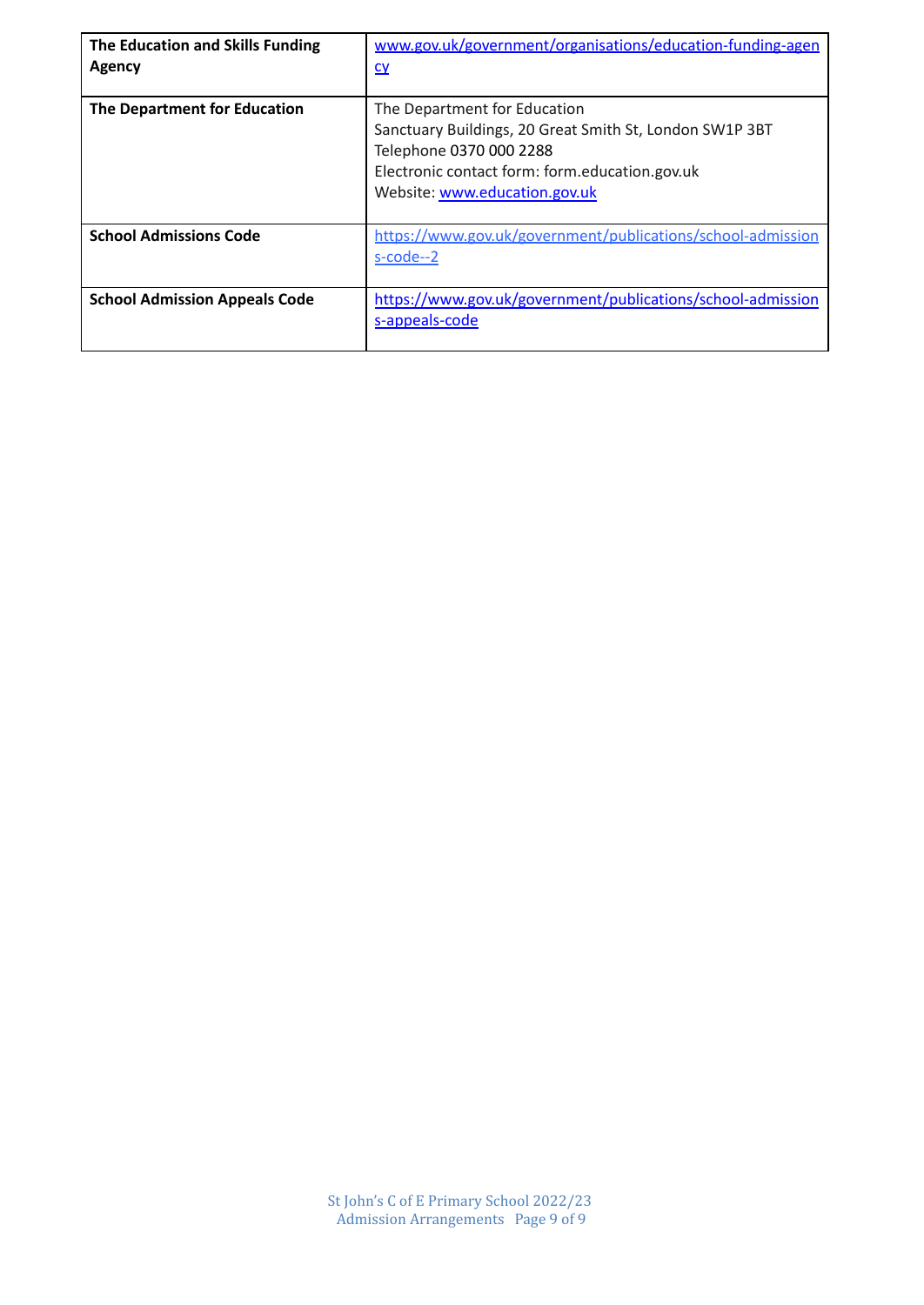| | |
|---|---|
| **The Education and Skills Funding Agency** | www.gov.uk/government/organisations/education-funding-agency |
| **The Department for Education** | The Department for Education<br>Sanctuary Buildings, 20 Great Smith St, London SW1P 3BT<br>Telephone 0370 000 2288<br>Electronic contact form: form.education.gov.uk<br>Website: www.education.gov.uk |
| **School Admissions Code** | https://www.gov.uk/government/publications/school-admissions-code--2 |
| **School Admission Appeals Code** | https://www.gov.uk/government/publications/school-admissions-appeals-code |